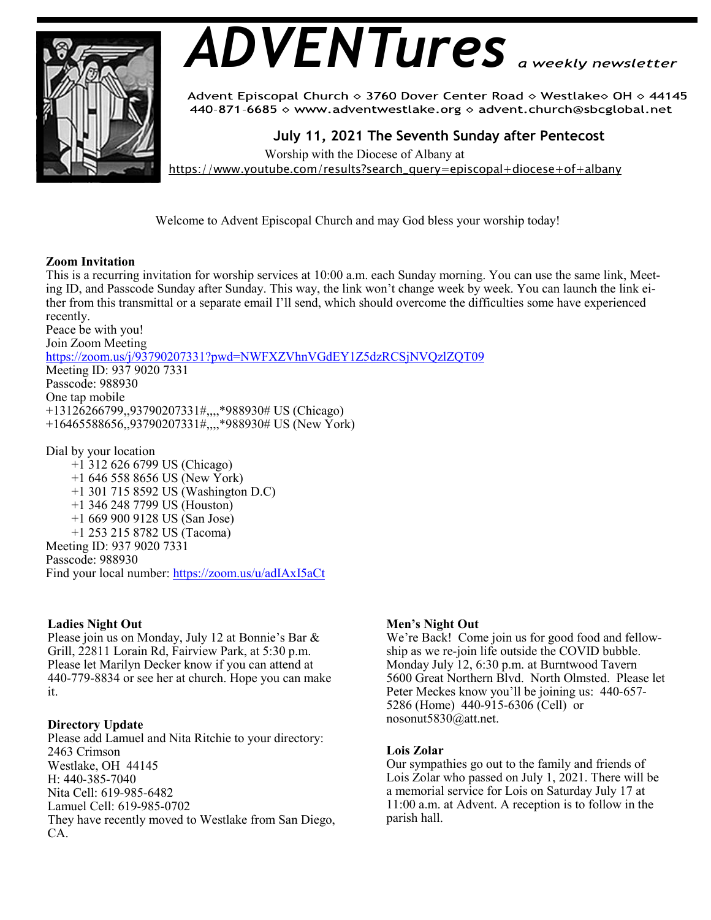# ADVENTures *a weekly newsletter*

Advent Episcopal Church ◇ 3760 Dover Center Road ◇ Westlake◇ OH ◇ 44145
440-871-6685 ◇ www.adventwestlake.org ◇ advent.church@sbcglobal.net

## July 11, 2021 The Seventh Sunday after Pentecost

Worship with the Diocese of Albany at
https://www.youtube.com/results?search_query=episcopal+diocese+of+albany

Welcome to Advent Episcopal Church and may God bless your worship today!

**Zoom Invitation**

This is a recurring invitation for worship services at 10:00 a.m. each Sunday morning. You can use the same link, Meeting ID, and Passcode Sunday after Sunday. This way, the link won't change week by week. You can launch the link either from this transmittal or a separate email I'll send, which should overcome the difficulties some have experienced recently.

Peace be with you!

Join Zoom Meeting
https://zoom.us/j/93790207331?pwd=NWFXZVhnVGdEY1Z5dzRCSjNVQzlZQT09
Meeting ID: 937 9020 7331
Passcode: 988930
One tap mobile
+13126266799,,93790207331#,,,,*988930# US (Chicago)
+16465588656,,93790207331#,,,,*988930# US (New York)

Dial by your location
 +1 312 626 6799 US (Chicago)
 +1 646 558 8656 US (New York)
 +1 301 715 8592 US (Washington D.C)
 +1 346 248 7799 US (Houston)
 +1 669 900 9128 US (San Jose)
 +1 253 215 8782 US (Tacoma)
Meeting ID: 937 9020 7331
Passcode: 988930
Find your local number: https://zoom.us/u/adIAxI5aCt

**Ladies Night Out**

Please join us on Monday, July 12 at Bonnie's Bar & Grill, 22811 Lorain Rd, Fairview Park, at 5:30 p.m. Please let Marilyn Decker know if you can attend at 440-779-8834 or see her at church. Hope you can make it.

**Directory Update**

Please add Lamuel and Nita Ritchie to your directory:
2463 Crimson
Westlake, OH 44145
H: 440-385-7040
Nita Cell: 619-985-6482
Lamuel Cell: 619-985-0702
They have recently moved to Westlake from San Diego, CA.

**Men's Night Out**

We're Back! Come join us for good food and fellowship as we re-join life outside the COVID bubble. Monday July 12, 6:30 p.m. at Burntwood Tavern 5600 Great Northern Blvd. North Olmsted. Please let Peter Meckes know you'll be joining us: 440-657-5286 (Home) 440-915-6306 (Cell) or nosonut5830@att.net.

**Lois Zolar**

Our sympathies go out to the family and friends of Lois Zolar who passed on July 1, 2021. There will be a memorial service for Lois on Saturday July 17 at 11:00 a.m. at Advent. A reception is to follow in the parish hall.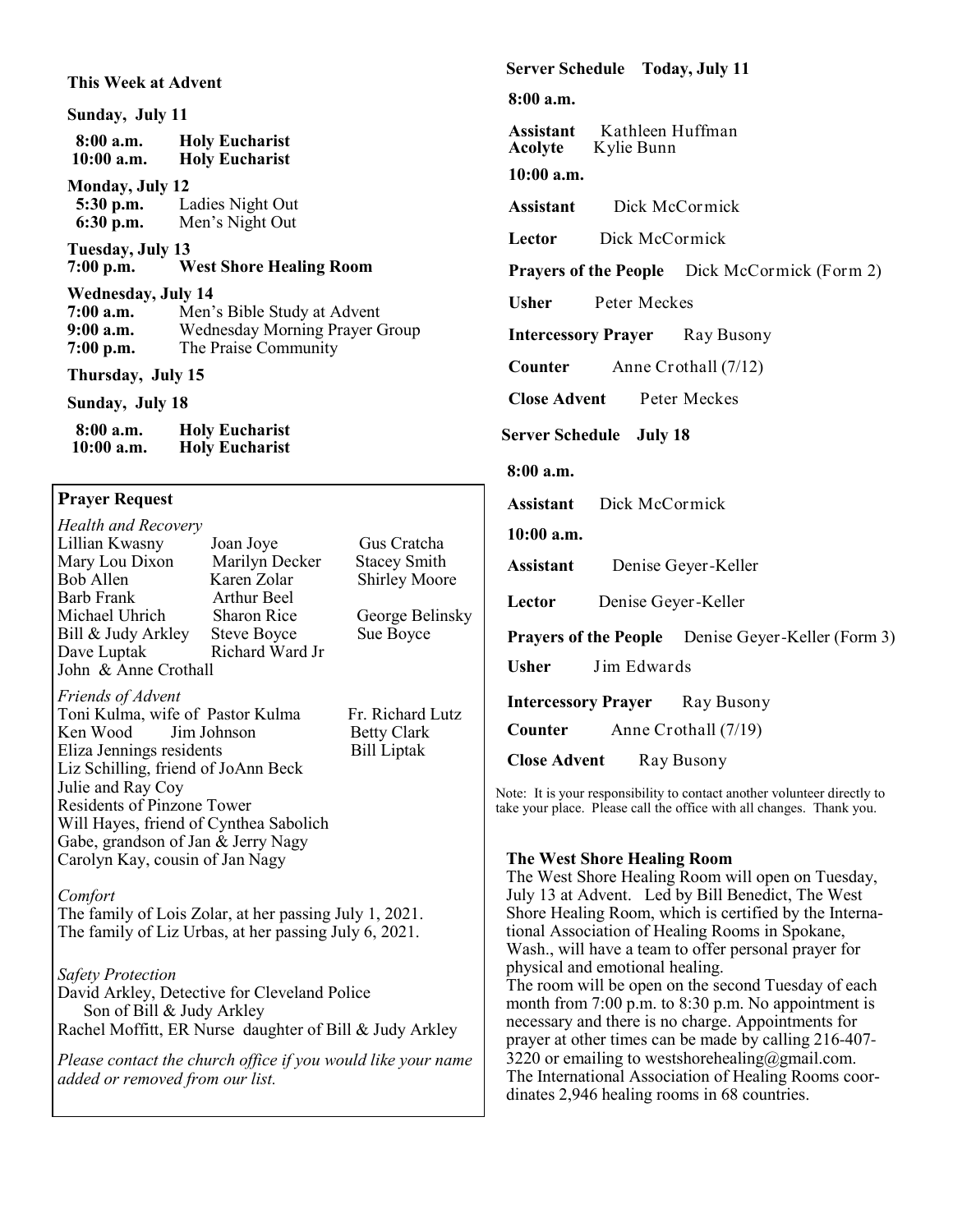## This Week at Advent

**Sunday, July 11**

**8:00 a.m.** **Holy Eucharist**
**10:00 a.m.** **Holy Eucharist**

**Monday, July 12**
**5:30 p.m.** Ladies Night Out
**6:30 p.m.** Men's Night Out

**Tuesday, July 13**
**7:00 p.m.** **West Shore Healing Room**

**Wednesday, July 14**
**7:00 a.m.** Men's Bible Study at Advent
**9:00 a.m.** Wednesday Morning Prayer Group
**7:00 p.m.** The Praise Community

**Thursday, July 15**

**Sunday, July 18**

**8:00 a.m.** **Holy Eucharist**
**10:00 a.m.** **Holy Eucharist**

## Prayer Request

*Health and Recovery*

| | | |
|---|---|---|
| Lillian Kwasny | Joan Joye | Gus Cratcha |
| Mary Lou Dixon | Marilyn Decker | Stacey Smith |
| Bob Allen | Karen Zolar | Shirley Moore |
| Barb Frank | Arthur Beel | |
| Michael Uhrich | Sharon Rice | George Belinsky |
| Bill & Judy Arkley | Steve Boyce | Sue Boyce |
| Dave Luptak | Richard Ward Jr | |
| John & Anne Crothall | | |

*Friends of Advent*

Toni Kulma, wife of Pastor Kulma — Fr. Richard Lutz
Ken Wood — Jim Johnson — Betty Clark
Eliza Jennings residents — Bill Liptak
Liz Schilling, friend of JoAnn Beck
Julie and Ray Coy
Residents of Pinzone Tower
Will Hayes, friend of Cynthea Sabolich
Gabe, grandson of Jan & Jerry Nagy
Carolyn Kay, cousin of Jan Nagy

*Comfort*

The family of Lois Zolar, at her passing July 1, 2021.
The family of Liz Urbas, at her passing July 6, 2021.

*Safety Protection*

David Arkley, Detective for Cleveland Police
Son of Bill & Judy Arkley
Rachel Moffitt, ER Nurse daughter of Bill & Judy Arkley

*Please contact the church office if you would like your name added or removed from our list.*

## Server Schedule Today, July 11

**8:00 a.m.**

**Assistant** Kathleen Huffman
**Acolyte** Kylie Bunn

**10:00 a.m.**

**Assistant** Dick McCormick

**Lector** Dick McCormick

**Prayers of the People** Dick McCormick (Form 2)

**Usher** Peter Meckes

**Intercessory Prayer** Ray Busony

**Counter** Anne Crothall (7/12)

**Close Advent** Peter Meckes

## Server Schedule July 18

**8:00 a.m.**

**Assistant** Dick McCormick

**10:00 a.m.**

**Assistant** Denise Geyer-Keller

**Lector** Denise Geyer-Keller

**Prayers of the People** Denise Geyer-Keller (Form 3)

**Usher** Jim Edwards

**Intercessory Prayer** Ray Busony

**Counter** Anne Crothall (7/19)

**Close Advent** Ray Busony

Note: It is your responsibility to contact another volunteer directly to take your place. Please call the office with all changes. Thank you.

### The West Shore Healing Room

The West Shore Healing Room will open on Tuesday, July 13 at Advent. Led by Bill Benedict, The West Shore Healing Room, which is certified by the International Association of Healing Rooms in Spokane, Wash., will have a team to offer personal prayer for physical and emotional healing.

The room will be open on the second Tuesday of each month from 7:00 p.m. to 8:30 p.m. No appointment is necessary and there is no charge. Appointments for prayer at other times can be made by calling 216-407-3220 or emailing to westshorehealing@gmail.com. The International Association of Healing Rooms coordinates 2,946 healing rooms in 68 countries.